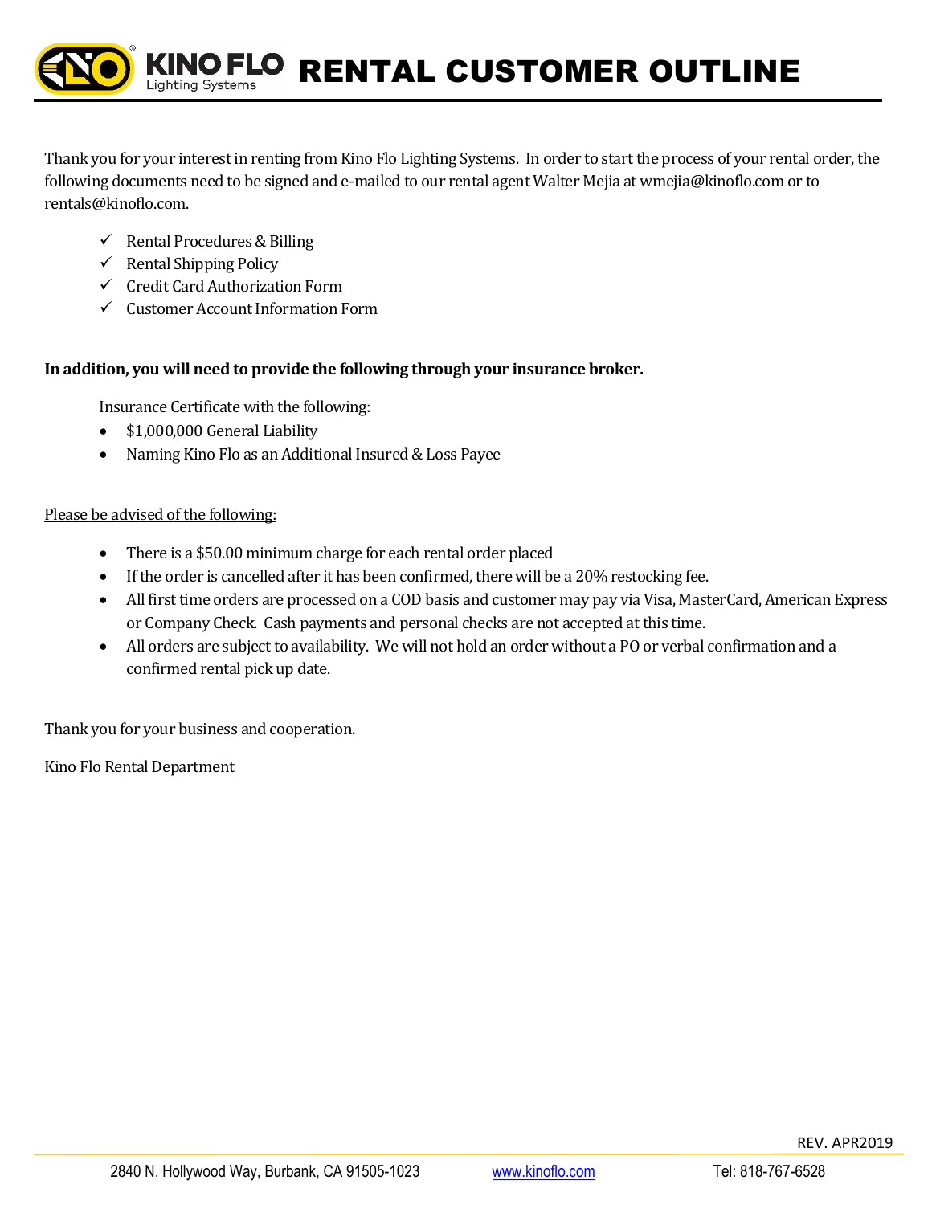# KINO FLO Lighting Systems RENTAL CUSTOMER OUTLINE

Thank you for your interest in renting from Kino Flo Lighting Systems. In order to start the process of your rental order, the following documents need to be signed and e-mailed to our rental agent Walter Mejia at wmejia@kinoflo.com or to rentals@kinoflo.com.

- ✓ Rental Procedures & Billing
- ✓ Rental Shipping Policy
- ✓ Credit Card Authorization Form
- ✓ Customer Account Information Form

**In addition, you will need to provide the following through your insurance broker.**

Insurance Certificate with the following:

- $1,000,000 General Liability
- Naming Kino Flo as an Additional Insured & Loss Payee

Please be advised of the following:

- There is a $50.00 minimum charge for each rental order placed
- If the order is cancelled after it has been confirmed, there will be a 20% restocking fee.
- All first time orders are processed on a COD basis and customer may pay via Visa, MasterCard, American Express or Company Check. Cash payments and personal checks are not accepted at this time.
- All orders are subject to availability. We will not hold an order without a PO or verbal confirmation and a confirmed rental pick up date.

Thank you for your business and cooperation.

Kino Flo Rental Department

REV. APR2019

2840 N. Hollywood Way, Burbank, CA 91505-1023 www.kinoflo.com Tel: 818-767-6528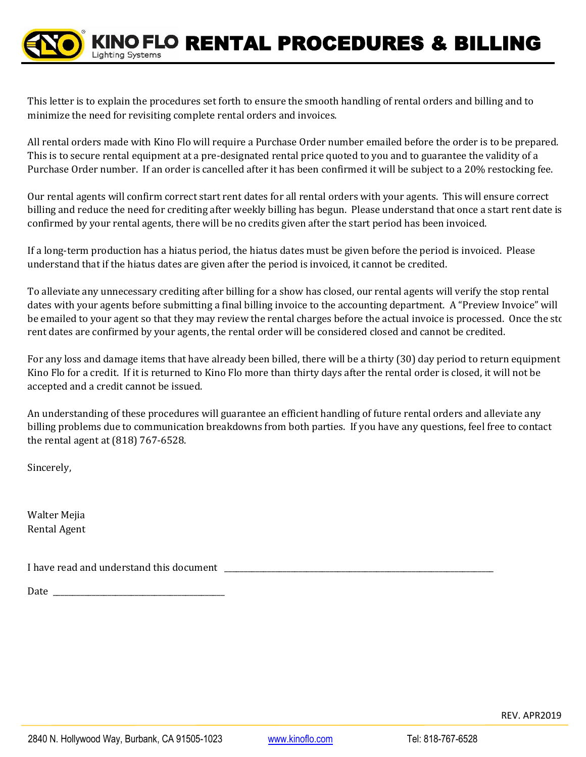# KINO FLO Lighting Systems RENTAL PROCEDURES & BILLING

This letter is to explain the procedures set forth to ensure the smooth handling of rental orders and billing and to minimize the need for revisiting complete rental orders and invoices.

All rental orders made with Kino Flo will require a Purchase Order number emailed before the order is to be prepared. This is to secure rental equipment at a pre-designated rental price quoted to you and to guarantee the validity of a Purchase Order number. If an order is cancelled after it has been confirmed it will be subject to a 20% restocking fee.

Our rental agents will confirm correct start rent dates for all rental orders with your agents. This will ensure correct billing and reduce the need for crediting after weekly billing has begun. Please understand that once a start rent date is confirmed by your rental agents, there will be no credits given after the start period has been invoiced.

If a long-term production has a hiatus period, the hiatus dates must be given before the period is invoiced. Please understand that if the hiatus dates are given after the period is invoiced, it cannot be credited.

To alleviate any unnecessary crediting after billing for a show has closed, our rental agents will verify the stop rental dates with your agents before submitting a final billing invoice to the accounting department. A "Preview Invoice" will be emailed to your agent so that they may review the rental charges before the actual invoice is processed. Once the stc rent dates are confirmed by your agents, the rental order will be considered closed and cannot be credited.

For any loss and damage items that have already been billed, there will be a thirty (30) day period to return equipment Kino Flo for a credit. If it is returned to Kino Flo more than thirty days after the rental order is closed, it will not be accepted and a credit cannot be issued.

An understanding of these procedures will guarantee an efficient handling of future rental orders and alleviate any billing problems due to communication breakdowns from both parties. If you have any questions, feel free to contact the rental agent at (818) 767-6528.

Sincerely,

Walter Mejia
Rental Agent

I have read and understand this document ____________________________________________

Date ______________________________

REV. APR2019

2840 N. Hollywood Way, Burbank, CA 91505-1023 www.kinoflo.com Tel: 818-767-6528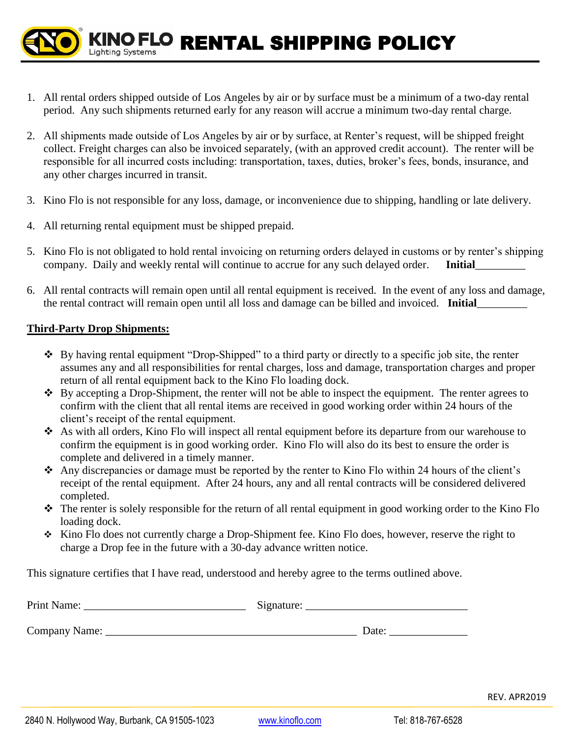# KINO FLO Lighting Systems RENTAL SHIPPING POLICY

1. All rental orders shipped outside of Los Angeles by air or by surface must be a minimum of a two-day rental period. Any such shipments returned early for any reason will accrue a minimum two-day rental charge.

2. All shipments made outside of Los Angeles by air or by surface, at Renter's request, will be shipped freight collect. Freight charges can also be invoiced separately, (with an approved credit account). The renter will be responsible for all incurred costs including: transportation, taxes, duties, broker's fees, bonds, insurance, and any other charges incurred in transit.

3. Kino Flo is not responsible for any loss, damage, or inconvenience due to shipping, handling or late delivery.

4. All returning rental equipment must be shipped prepaid.

5. Kino Flo is not obligated to hold rental invoicing on returning orders delayed in customs or by renter's shipping company. Daily and weekly rental will continue to accrue for any such delayed order. **Initial**_________

6. All rental contracts will remain open until all rental equipment is received. In the event of any loss and damage, the rental contract will remain open until all loss and damage can be billed and invoiced. **Initial**_________

**Third-Party Drop Shipments:**

- By having rental equipment "Drop-Shipped" to a third party or directly to a specific job site, the renter assumes any and all responsibilities for rental charges, loss and damage, transportation charges and proper return of all rental equipment back to the Kino Flo loading dock.
- By accepting a Drop-Shipment, the renter will not be able to inspect the equipment. The renter agrees to confirm with the client that all rental items are received in good working order within 24 hours of the client's receipt of the rental equipment.
- As with all orders, Kino Flo will inspect all rental equipment before its departure from our warehouse to confirm the equipment is in good working order. Kino Flo will also do its best to ensure the order is complete and delivered in a timely manner.
- Any discrepancies or damage must be reported by the renter to Kino Flo within 24 hours of the client's receipt of the rental equipment. After 24 hours, any and all rental contracts will be considered delivered completed.
- The renter is solely responsible for the return of all rental equipment in good working order to the Kino Flo loading dock.
- Kino Flo does not currently charge a Drop-Shipment fee. Kino Flo does, however, reserve the right to charge a Drop fee in the future with a 30-day advance written notice.

This signature certifies that I have read, understood and hereby agree to the terms outlined above.

Print Name: ____________________________ Signature: ____________________________

Company Name: ____________________________________________ Date: ______________

REV. APR2019

2840 N. Hollywood Way, Burbank, CA 91505-1023 www.kinoflo.com Tel: 818-767-6528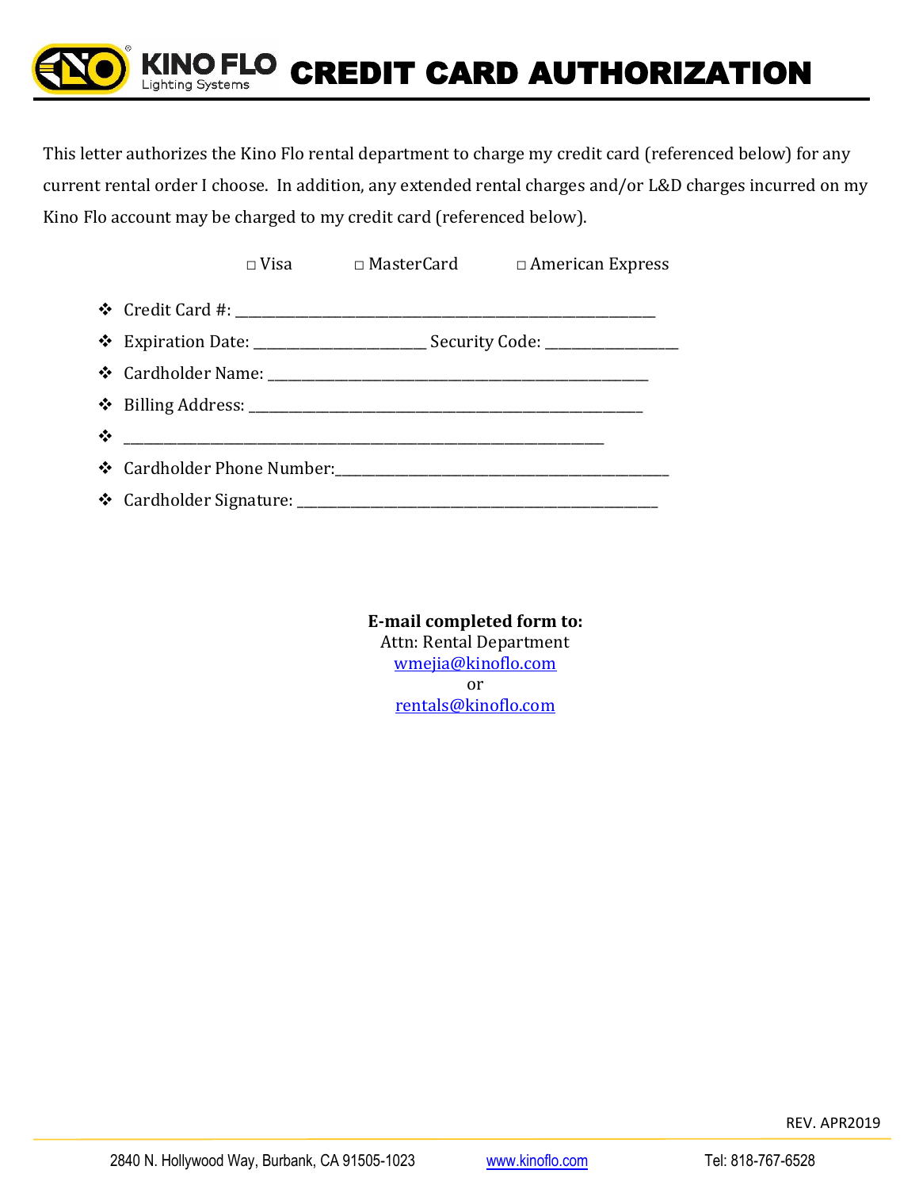# KINO FLO Lighting Systems CREDIT CARD AUTHORIZATION

This letter authorizes the Kino Flo rental department to charge my credit card (referenced below) for any current rental order I choose. In addition, any extended rental charges and/or L&D charges incurred on my Kino Flo account may be charged to my credit card (referenced below).

□ Visa □ MasterCard □ American Express

- Credit Card #: ___________________________________________________________
- Expiration Date: _________________________ Security Code: ___________________
- Cardholder Name: _______________________________________________________
- Billing Address: ________________________________________________________
- _____________________________________________________________________
- Cardholder Phone Number:________________________________________________
- Cardholder Signature: ____________________________________________________

**E-mail completed form to:**
Attn: Rental Department
wmejia@kinoflo.com
or
rentals@kinoflo.com

REV. APR2019

2840 N. Hollywood Way, Burbank, CA 91505-1023 www.kinoflo.com Tel: 818-767-6528